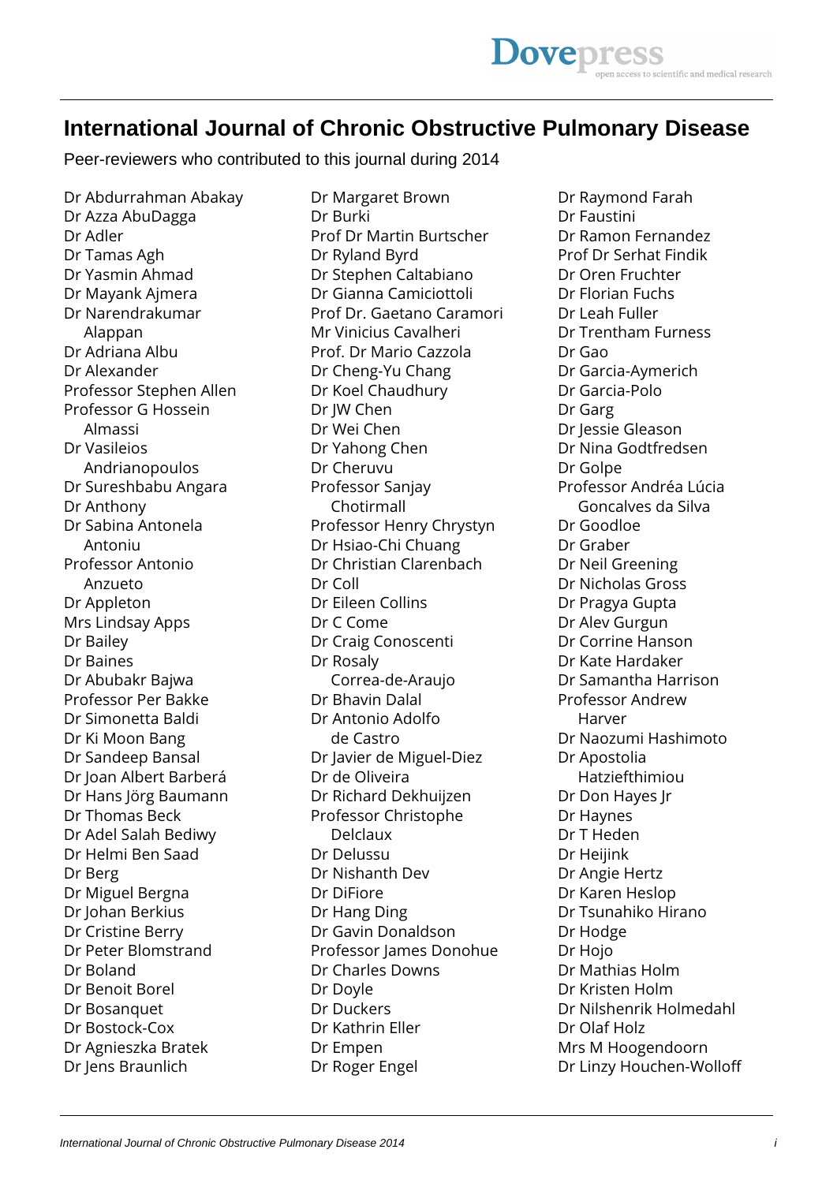# International Journal of Chronic Obstructive Pulmonary Disease

Peer-reviewers who contributed to this journal during 2014

Dr Abdurrahman Abakay
Dr Azza AbuDagga
Dr Adler
Dr Tamas Agh
Dr Yasmin Ahmad
Dr Mayank Ajmera
Dr Narendrakumar Alappan
Dr Adriana Albu
Dr Alexander
Professor Stephen Allen
Professor G Hossein Almassi
Dr Vasileios Andrianopoulos
Dr Sureshbabu Angara
Dr Anthony
Dr Sabina Antonela Antoniu
Professor Antonio Anzueto
Dr Appleton
Mrs Lindsay Apps
Dr Bailey
Dr Baines
Dr Abubakr Bajwa
Professor Per Bakke
Dr Simonetta Baldi
Dr Ki Moon Bang
Dr Sandeep Bansal
Dr Joan Albert Barberá
Dr Hans Jörg Baumann
Dr Thomas Beck
Dr Adel Salah Bediwy
Dr Helmi Ben Saad
Dr Berg
Dr Miguel Bergna
Dr Johan Berkius
Dr Cristine Berry
Dr Peter Blomstrand
Dr Boland
Dr Benoit Borel
Dr Bosanquet
Dr Bostock-Cox
Dr Agnieszka Bratek
Dr Jens Braunlich
Dr Margaret Brown
Dr Burki
Prof Dr Martin Burtscher
Dr Ryland Byrd
Dr Stephen Caltabiano
Dr Gianna Camiciottoli
Prof Dr. Gaetano Caramori
Mr Vinicius Cavalheri
Prof. Dr Mario Cazzola
Dr Cheng-Yu Chang
Dr Koel Chaudhury
Dr JW Chen
Dr Wei Chen
Dr Yahong Chen
Dr Cheruvu
Professor Sanjay Chotirmall
Professor Henry Chrystyn
Dr Hsiao-Chi Chuang
Dr Christian Clarenbach
Dr Coll
Dr Eileen Collins
Dr C Come
Dr Craig Conoscenti
Dr Rosaly Correa-de-Araujo
Dr Bhavin Dalal
Dr Antonio Adolfo de Castro
Dr Javier de Miguel-Diez
Dr de Oliveira
Dr Richard Dekhuijzen
Professor Christophe Delclaux
Dr Delussu
Dr Nishanth Dev
Dr DiFiore
Dr Hang Ding
Dr Gavin Donaldson
Professor James Donohue
Dr Charles Downs
Dr Doyle
Dr Duckers
Dr Kathrin Eller
Dr Empen
Dr Roger Engel
Dr Raymond Farah
Dr Faustini
Dr Ramon Fernandez
Prof Dr Serhat Findik
Dr Oren Fruchter
Dr Florian Fuchs
Dr Leah Fuller
Dr Trentham Furness
Dr Gao
Dr Garcia-Aymerich
Dr Garcia-Polo
Dr Garg
Dr Jessie Gleason
Dr Nina Godtfredsen
Dr Golpe
Professor Andréa Lúcia Goncalves da Silva
Dr Goodloe
Dr Graber
Dr Neil Greening
Dr Nicholas Gross
Dr Pragya Gupta
Dr Alev Gurgun
Dr Corrine Hanson
Dr Kate Hardaker
Dr Samantha Harrison
Professor Andrew Harver
Dr Naozumi Hashimoto
Dr Apostolia Hatziefthimiou
Dr Don Hayes Jr
Dr Haynes
Dr T Heden
Dr Heijink
Dr Angie Hertz
Dr Karen Heslop
Dr Tsunahiko Hirano
Dr Hodge
Dr Hojo
Dr Mathias Holm
Dr Kristen Holm
Dr Nilshenrik Holmedahl
Dr Olaf Holz
Mrs M Hoogendoorn
Dr Linzy Houchen-Wolloff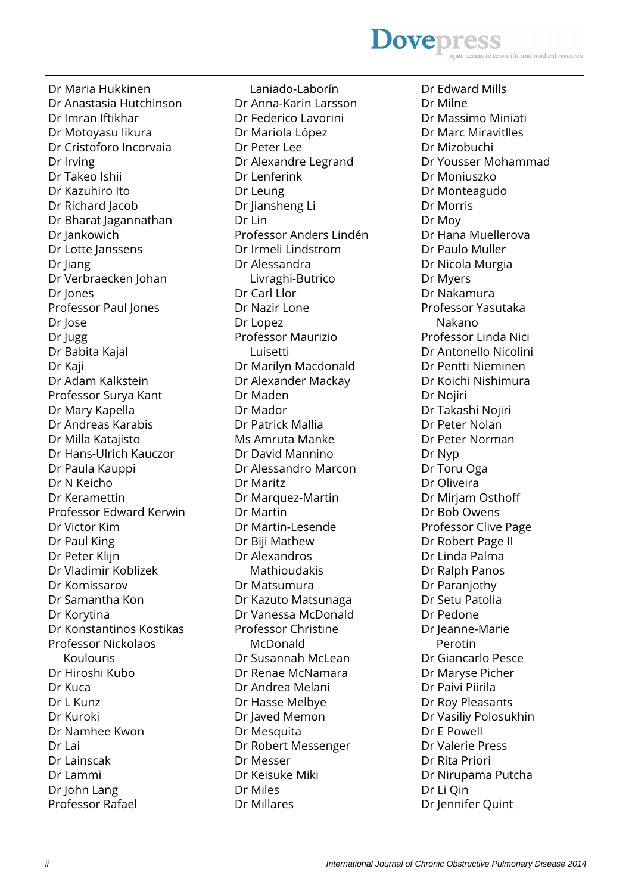Dr Maria Hukkinen
Dr Anastasia Hutchinson
Dr Imran Iftikhar
Dr Motoyasu Iikura
Dr Cristoforo Incorvaia
Dr Irving
Dr Takeo Ishii
Dr Kazuhiro Ito
Dr Richard Jacob
Dr Bharat Jagannathan
Dr Jankowich
Dr Lotte Janssens
Dr Jiang
Dr Verbraecken Johan
Dr Jones
Professor Paul Jones
Dr Jose
Dr Jugg
Dr Babita Kajal
Dr Kaji
Dr Adam Kalkstein
Professor Surya Kant
Dr Mary Kapella
Dr Andreas Karabis
Dr Milla Katajisto
Dr Hans-Ulrich Kauczor
Dr Paula Kauppi
Dr N Keicho
Dr Keramettin
Professor Edward Kerwin
Dr Victor Kim
Dr Paul King
Dr Peter Klijn
Dr Vladimir Koblizek
Dr Komissarov
Dr Samantha Kon
Dr Korytina
Dr Konstantinos Kostikas
Professor Nickolaos Koulouris
Dr Hiroshi Kubo
Dr Kuca
Dr L Kunz
Dr Kuroki
Dr Namhee Kwon
Dr Lai
Dr Lainscak
Dr Lammi
Dr John Lang
Professor Rafael Laniado-Laborín
Dr Anna-Karin Larsson
Dr Federico Lavorini
Dr Mariola López
Dr Peter Lee
Dr Alexandre Legrand
Dr Lenferink
Dr Leung
Dr Jiansheng Li
Dr Lin
Professor Anders Lindén
Dr Irmeli Lindstrom
Dr Alessandra Livraghi-Butrico
Dr Carl Llor
Dr Nazir Lone
Dr Lopez
Professor Maurizio Luisetti
Dr Marilyn Macdonald
Dr Alexander Mackay
Dr Maden
Dr Mador
Dr Patrick Mallia
Ms Amruta Manke
Dr David Mannino
Dr Alessandro Marcon
Dr Maritz
Dr Marquez-Martin
Dr Martin
Dr Martin-Lesende
Dr Biji Mathew
Dr Alexandros Mathioudakis
Dr Matsumura
Dr Kazuto Matsunaga
Dr Vanessa McDonald
Professor Christine McDonald
Dr Susannah McLean
Dr Renae McNamara
Dr Andrea Melani
Dr Hasse Melbye
Dr Javed Memon
Dr Mesquita
Dr Robert Messenger
Dr Messer
Dr Keisuke Miki
Dr Miles
Dr Millares
Dr Edward Mills
Dr Milne
Dr Massimo Miniati
Dr Marc Miravitlles
Dr Mizobuchi
Dr Yousser Mohammad
Dr Moniuszko
Dr Monteagudo
Dr Morris
Dr Moy
Dr Hana Muellerova
Dr Paulo Muller
Dr Nicola Murgia
Dr Myers
Dr Nakamura
Professor Yasutaka Nakano
Professor Linda Nici
Dr Antonello Nicolini
Dr Pentti Nieminen
Dr Koichi Nishimura
Dr Nojiri
Dr Takashi Nojiri
Dr Peter Nolan
Dr Peter Norman
Dr Nyp
Dr Toru Oga
Dr Oliveira
Dr Mirjam Osthoff
Dr Bob Owens
Professor Clive Page
Dr Robert Page II
Dr Linda Palma
Dr Ralph Panos
Dr Paranjothy
Dr Setu Patolia
Dr Pedone
Dr Jeanne-Marie Perotin
Dr Giancarlo Pesce
Dr Maryse Picher
Dr Paivi Piirila
Dr Roy Pleasants
Dr Vasiliy Polosukhin
Dr E Powell
Dr Valerie Press
Dr Rita Priori
Dr Nirupama Putcha
Dr Li Qin
Dr Jennifer Quint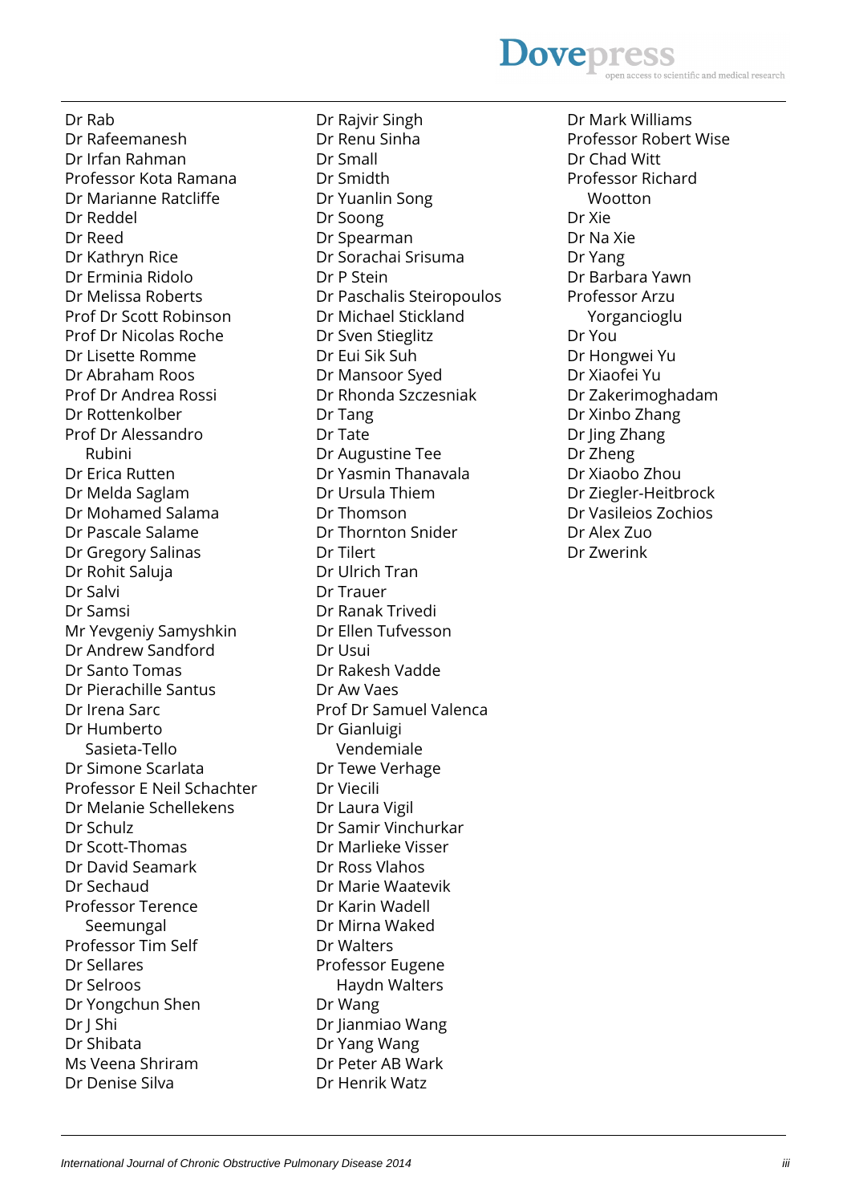Dr Rab
Dr Rafeemanesh
Dr Irfan Rahman
Professor Kota Ramana
Dr Marianne Ratcliffe
Dr Reddel
Dr Reed
Dr Kathryn Rice
Dr Erminia Ridolo
Dr Melissa Roberts
Prof Dr Scott Robinson
Prof Dr Nicolas Roche
Dr Lisette Romme
Dr Abraham Roos
Prof Dr Andrea Rossi
Dr Rottenkolber
Prof Dr Alessandro Rubini
Dr Erica Rutten
Dr Melda Saglam
Dr Mohamed Salama
Dr Pascale Salame
Dr Gregory Salinas
Dr Rohit Saluja
Dr Salvi
Dr Samsi
Mr Yevgeniy Samyshkin
Dr Andrew Sandford
Dr Santo Tomas
Dr Pierachille Santus
Dr Irena Sarc
Dr Humberto Sasieta-Tello
Dr Simone Scarlata
Professor E Neil Schachter
Dr Melanie Schellekens
Dr Schulz
Dr Scott-Thomas
Dr David Seamark
Dr Sechaud
Professor Terence Seemungal
Professor Tim Self
Dr Sellares
Dr Selroos
Dr Yongchun Shen
Dr J Shi
Dr Shibata
Ms Veena Shriram
Dr Denise Silva
Dr Rajvir Singh
Dr Renu Sinha
Dr Small
Dr Smidth
Dr Yuanlin Song
Dr Soong
Dr Spearman
Dr Sorachai Srisuma
Dr P Stein
Dr Paschalis Steiropoulos
Dr Michael Stickland
Dr Sven Stieglitz
Dr Eui Sik Suh
Dr Mansoor Syed
Dr Rhonda Szczesniak
Dr Tang
Dr Tate
Dr Augustine Tee
Dr Yasmin Thanavala
Dr Ursula Thiem
Dr Thomson
Dr Thornton Snider
Dr Tilert
Dr Ulrich Tran
Dr Trauer
Dr Ranak Trivedi
Dr Ellen Tufvesson
Dr Usui
Dr Rakesh Vadde
Dr Aw Vaes
Prof Dr Samuel Valenca
Dr Gianluigi Vendemiale
Dr Tewe Verhage
Dr Viecili
Dr Laura Vigil
Dr Samir Vinchurkar
Dr Marlieke Visser
Dr Ross Vlahos
Dr Marie Waatevik
Dr Karin Wadell
Dr Mirna Waked
Dr Walters
Professor Eugene Haydn Walters
Dr Wang
Dr Jianmiao Wang
Dr Yang Wang
Dr Peter AB Wark
Dr Henrik Watz
Dr Mark Williams
Professor Robert Wise
Dr Chad Witt
Professor Richard Wootton
Dr Xie
Dr Na Xie
Dr Yang
Dr Barbara Yawn
Professor Arzu Yorgancioglu
Dr You
Dr Hongwei Yu
Dr Xiaofei Yu
Dr Zakerimoghadam
Dr Xinbo Zhang
Dr Jing Zhang
Dr Zheng
Dr Xiaobo Zhou
Dr Ziegler-Heitbrock
Dr Vasileios Zochios
Dr Alex Zuo
Dr Zwerink